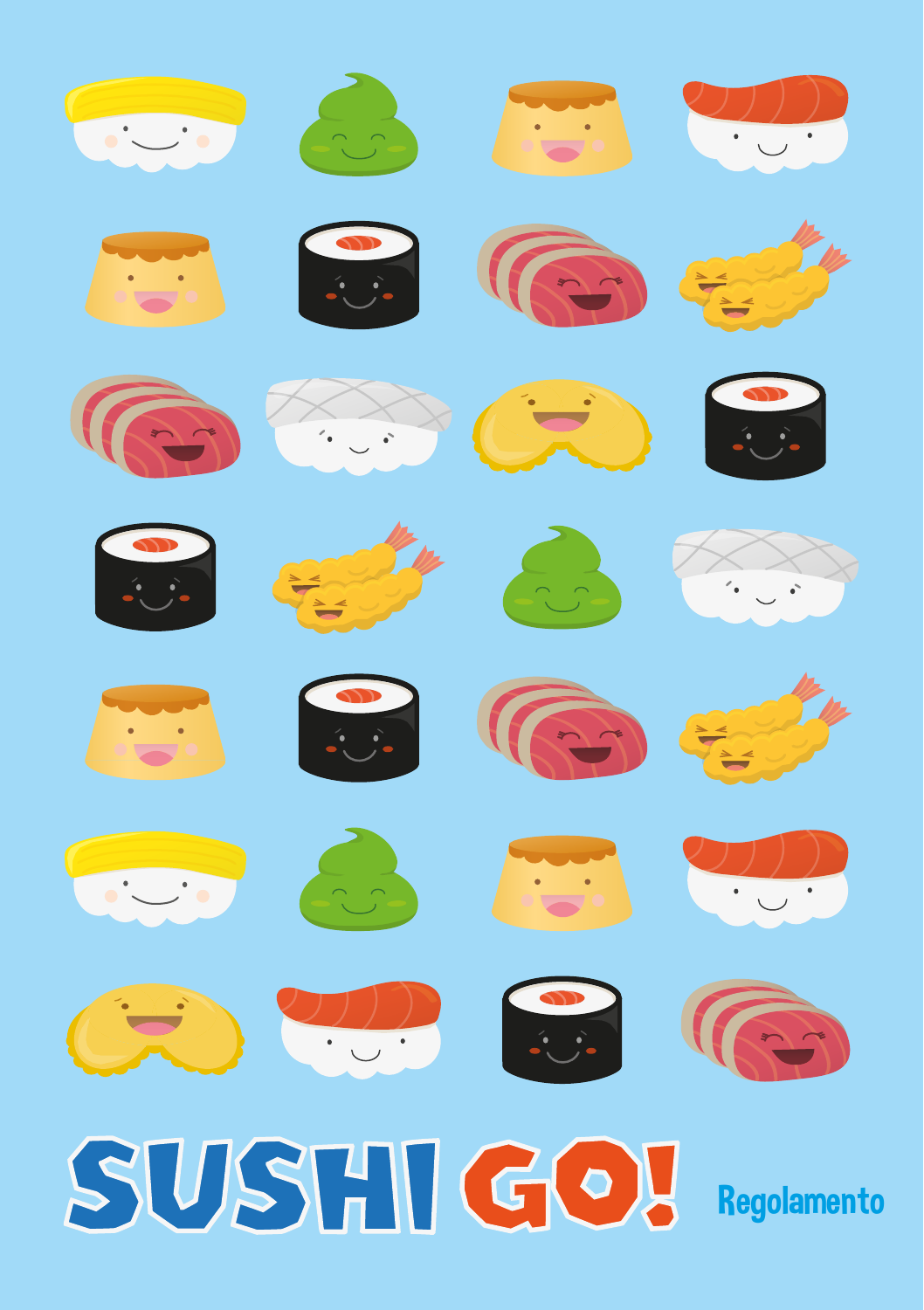# SUSHI GO!

Regolamento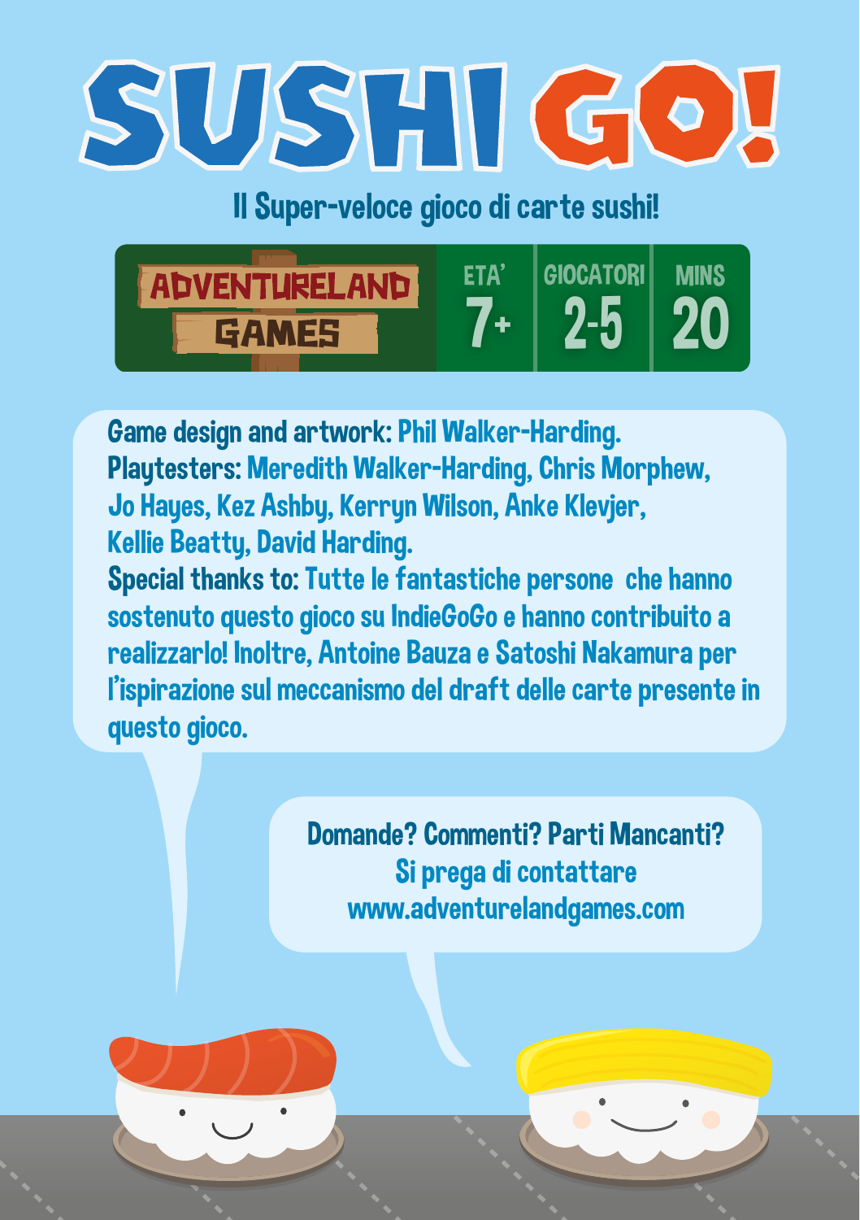# SUSHI GO!

Il Super-veloce gioco di carte sushi!

ADVENTURELAND GAMES

| ETA' | GIOCATORI | MINS |
| --- | --- | --- |
| 7+ | 2-5 | 20 |

**Game design and artwork:** Phil Walker-Harding.
**Playtesters:** Meredith Walker-Harding, Chris Morphew, Jo Hayes, Kez Ashby, Kerryn Wilson, Anke Klevjer, Kellie Beatty, David Harding.
**Special thanks to:** Tutte le fantastiche persone che hanno sostenuto questo gioco su IndieGoGo e hanno contribuito a realizzarlo! Inoltre, Antoine Bauza e Satoshi Nakamura per l'ispirazione sul meccanismo del draft delle carte presente in questo gioco.

**Domande? Commenti? Parti Mancanti?**
Si prega di contattare
www.adventurelandgames.com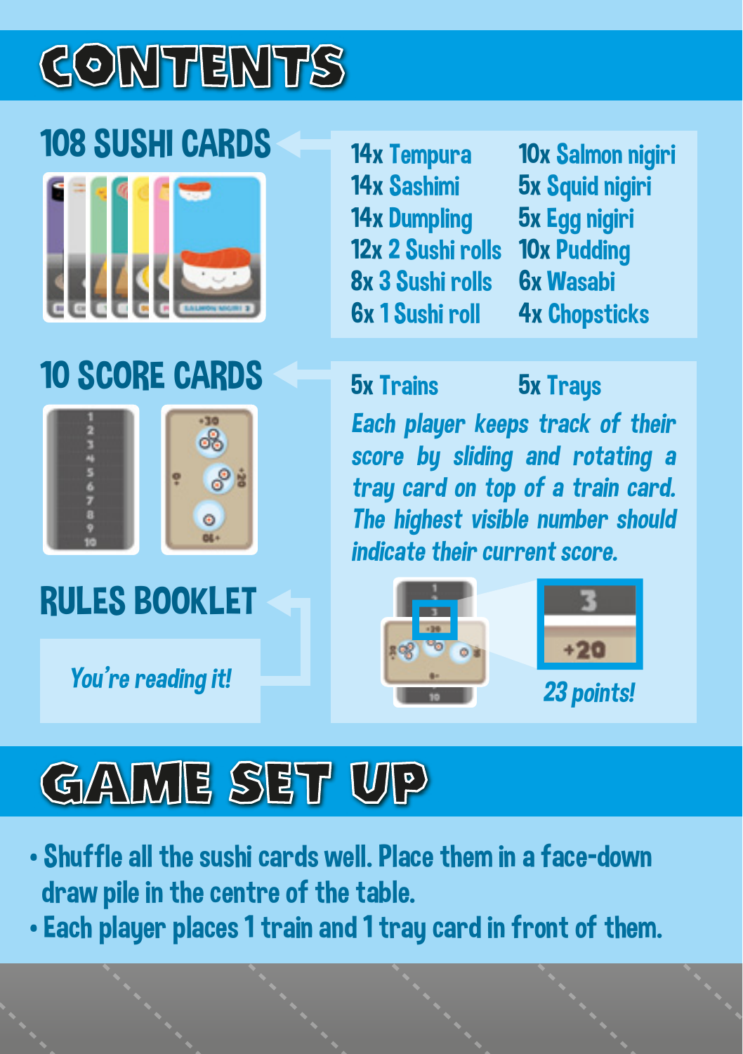# CONTENTS

## 108 SUSHI CARDS

- 14x Tempura
- 14x Sashimi
- 14x Dumpling
- 12x 2 Sushi rolls
- 8x 3 Sushi rolls
- 6x 1 Sushi roll
- 10x Salmon nigiri
- 5x Squid nigiri
- 5x Egg nigiri
- 10x Pudding
- 6x Wasabi
- 4x Chopsticks

## 10 SCORE CARDS

- 5x Trains
- 5x Trays

*Each player keeps track of their score by sliding and rotating a tray card on top of a train card. The highest visible number should indicate their current score.*

3
+20

*23 points!*

## RULES BOOKLET

*You're reading it!*

# GAME SET UP

- Shuffle all the sushi cards well. Place them in a face-down draw pile in the centre of the table.
- Each player places 1 train and 1 tray card in front of them.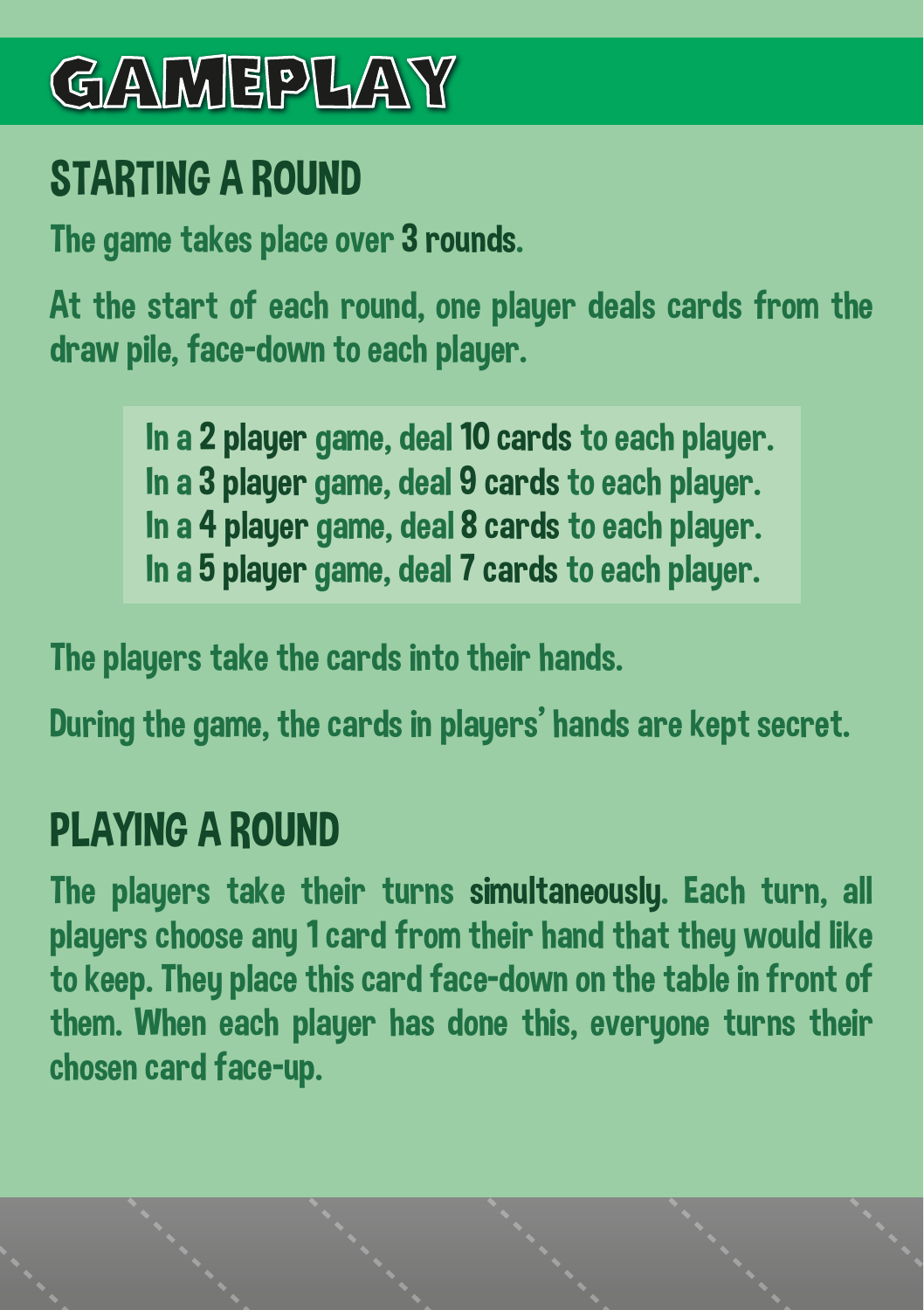# GAMEPLAY

## STARTING A ROUND

The game takes place over **3 rounds**.

At the start of each round, one player deals cards from the draw pile, face-down to each player.

> In a **2 player** game, deal **10 cards** to each player.
> In a **3 player** game, deal **9 cards** to each player.
> In a **4 player** game, deal **8 cards** to each player.
> In a **5 player** game, deal **7 cards** to each player.

The players take the cards into their hands.

During the game, the cards in players' hands are kept secret.

## PLAYING A ROUND

The players take their turns **simultaneously**. Each turn, all players choose any 1 card from their hand that they would like to keep. They place this card face-down on the table in front of them. When each player has done this, everyone turns their chosen card face-up.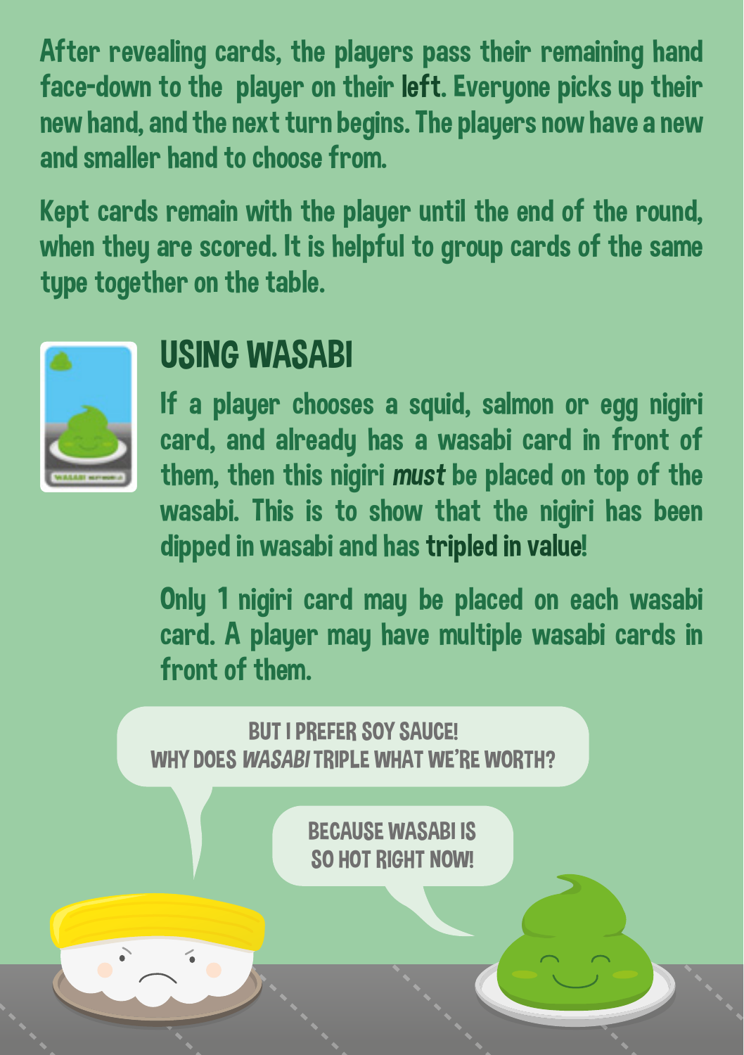After revealing cards, the players pass their remaining hand face-down to the player on their **left**. Everyone picks up their new hand, and the next turn begins. The players now have a new and smaller hand to choose from.

Kept cards remain with the player until the end of the round, when they are scored. It is helpful to group cards of the same type together on the table.

## USING WASABI

If a player chooses a squid, salmon or egg nigiri card, and already has a wasabi card in front of them, then this nigiri *must* be placed on top of the wasabi. This is to show that the nigiri has been dipped in wasabi and has **tripled in value**!

Only 1 nigiri card may be placed on each wasabi card. A player may have multiple wasabi cards in front of them.

BUT I PREFER SOY SAUCE! WHY DOES *WASABI* TRIPLE WHAT WE'RE WORTH?

BECAUSE WASABI IS SO HOT RIGHT NOW!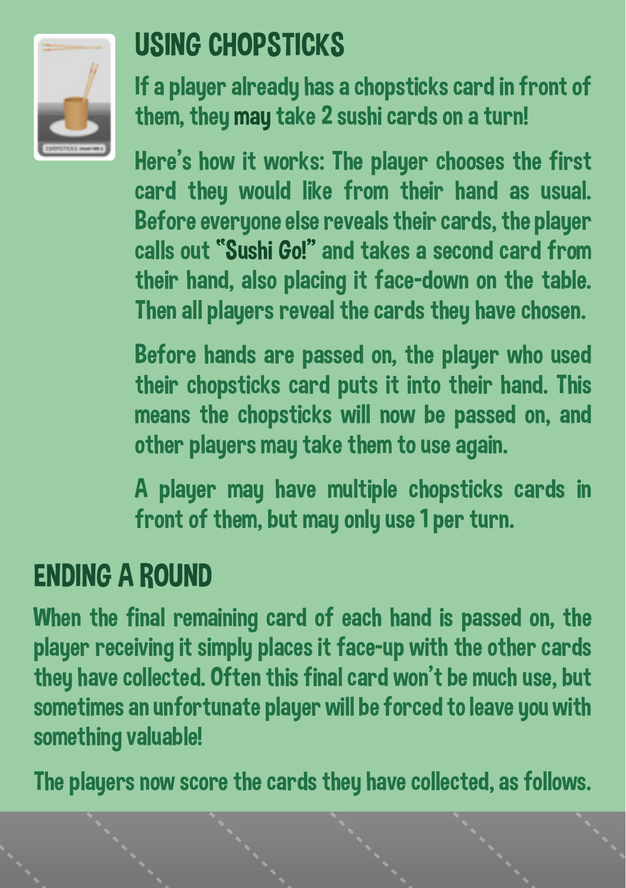## USING CHOPSTICKS

If a player already has a chopsticks card in front of them, they **may** take 2 sushi cards on a turn!

Here's how it works: The player chooses the first card they would like from their hand as usual. Before everyone else reveals their cards, the player calls out **"Sushi Go!"** and takes a second card from their hand, also placing it face-down on the table. Then all players reveal the cards they have chosen.

Before hands are passed on, the player who used their chopsticks card puts it into their hand. This means the chopsticks will now be passed on, and other players may take them to use again.

A player may have multiple chopsticks cards in front of them, but may only use 1 per turn.

## ENDING A ROUND

When the final remaining card of each hand is passed on, the player receiving it simply places it face-up with the other cards they have collected. Often this final card won't be much use, but sometimes an unfortunate player will be forced to leave you with something valuable!

The players now score the cards they have collected, as follows.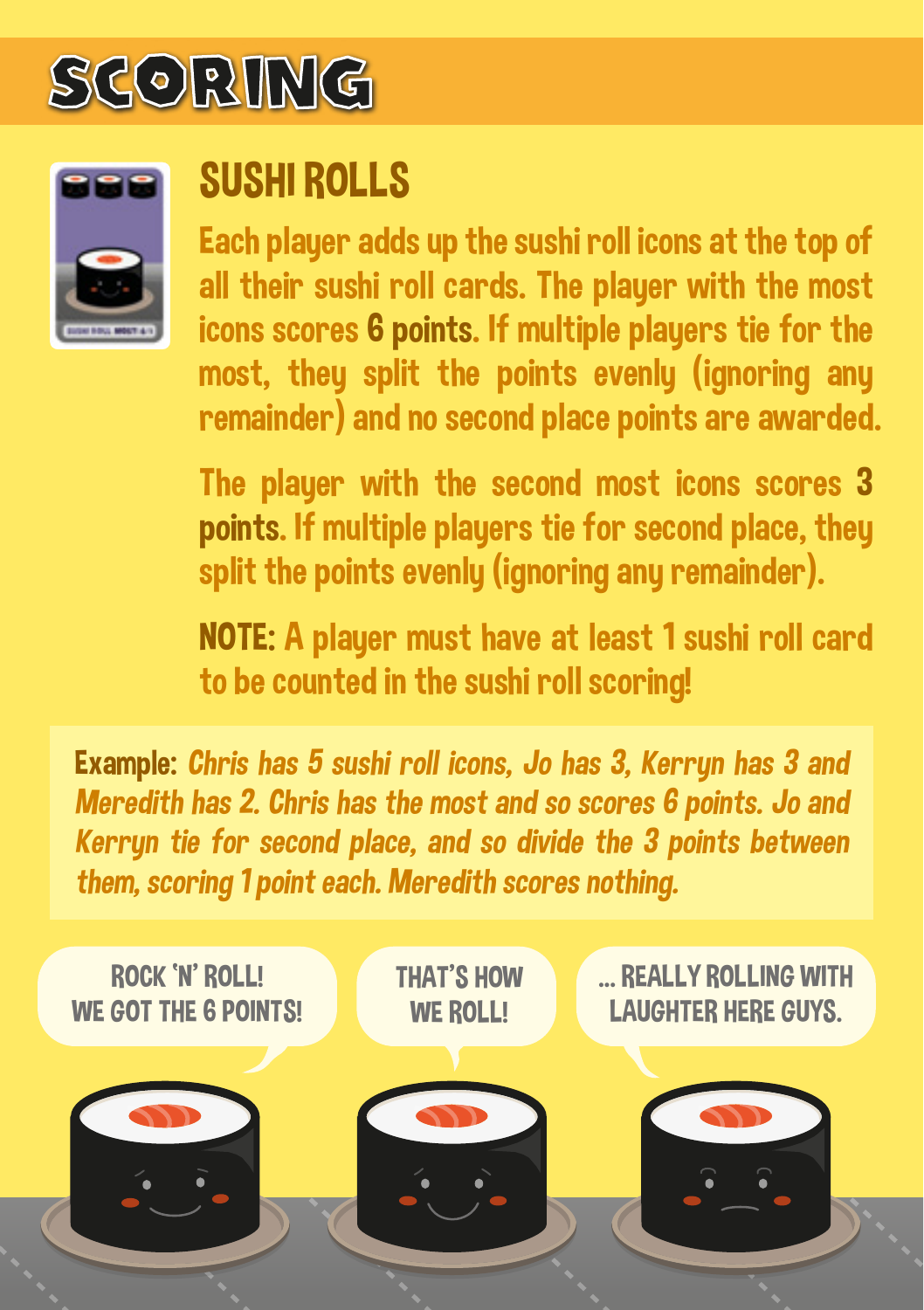# SCORING

## SUSHI ROLLS

Each player adds up the sushi roll icons at the top of all their sushi roll cards. The player with the most icons scores **6 points**. If multiple players tie for the most, they split the points evenly (ignoring any remainder) and no second place points are awarded.

The player with the second most icons scores **3 points**. If multiple players tie for second place, they split the points evenly (ignoring any remainder).

**NOTE:** A player must have at least 1 sushi roll card to be counted in the sushi roll scoring!

**Example:** *Chris has 5 sushi roll icons, Jo has 3, Kerryn has 3 and Meredith has 2. Chris has the most and so scores 6 points. Jo and Kerryn tie for second place, and so divide the 3 points between them, scoring 1 point each. Meredith scores nothing.*

ROCK 'N' ROLL! WE GOT THE 6 POINTS!

THAT'S HOW WE ROLL!

... REALLY ROLLING WITH LAUGHTER HERE GUYS.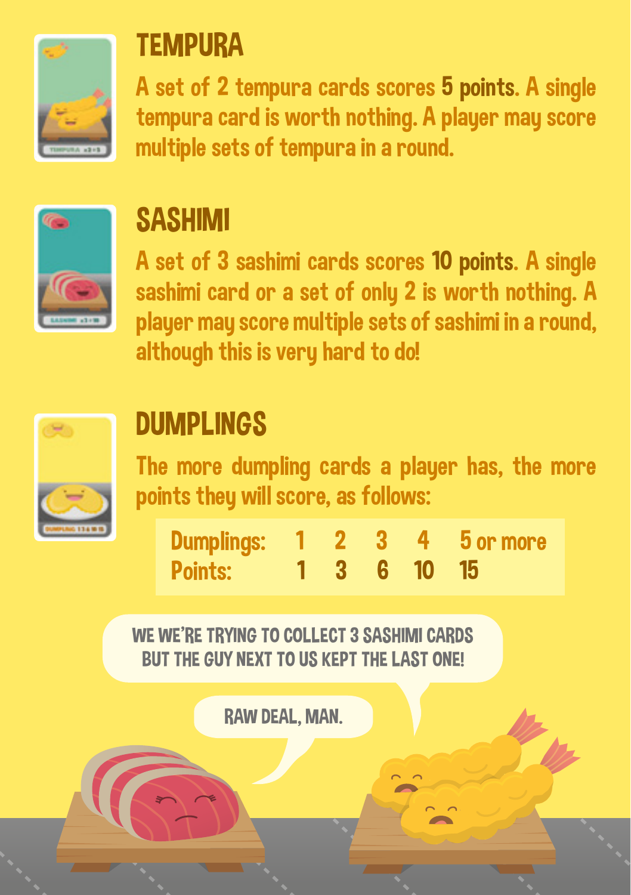## TEMPURA

A set of 2 tempura cards scores **5 points**. A single tempura card is worth nothing. A player may score multiple sets of tempura in a round.

## SASHIMI

A set of 3 sashimi cards scores **10 points**. A single sashimi card or a set of only 2 is worth nothing. A player may score multiple sets of sashimi in a round, although this is very hard to do!

## DUMPLINGS

The more dumpling cards a player has, the more points they will score, as follows:

| Dumplings: | 1 | 2 | 3 | 4 | 5 or more |
|---|---|---|---|---|---|
| Points: | 1 | 3 | 6 | 10 | 15 |

WE WE'RE TRYING TO COLLECT 3 SASHIMI CARDS BUT THE GUY NEXT TO US KEPT THE LAST ONE!

RAW DEAL, MAN.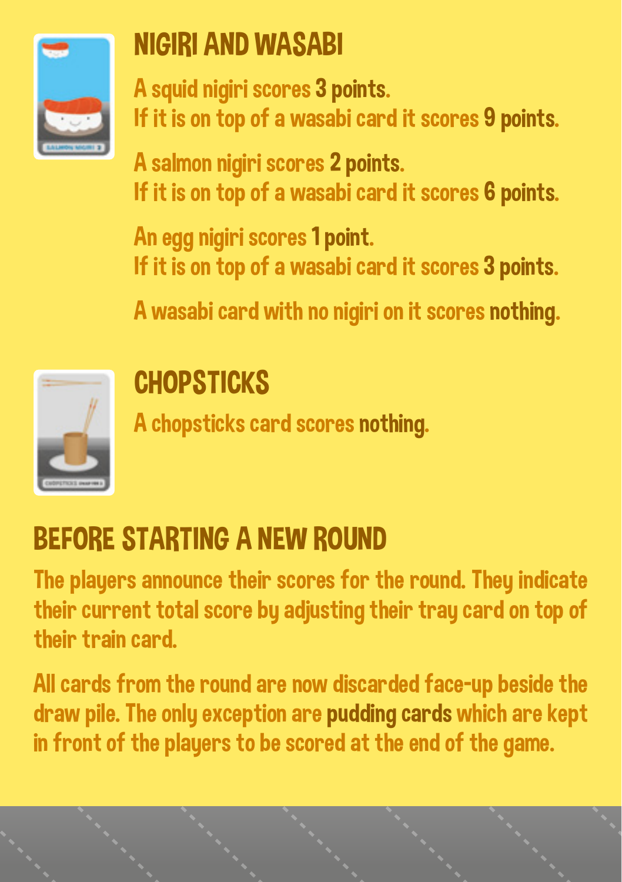## NIGIRI AND WASABI

A squid nigiri scores **3 points**.
If it is on top of a wasabi card it scores **9 points**.

A salmon nigiri scores **2 points**.
If it is on top of a wasabi card it scores **6 points**.

An egg nigiri scores **1 point**.
If it is on top of a wasabi card it scores **3 points**.

A wasabi card with no nigiri on it scores **nothing**.

## CHOPSTICKS

A chopsticks card scores **nothing**.

## BEFORE STARTING A NEW ROUND

The players announce their scores for the round. They indicate their current total score by adjusting their tray card on top of their train card.

All cards from the round are now discarded face-up beside the draw pile. The only exception are **pudding cards** which are kept in front of the players to be scored at the end of the game.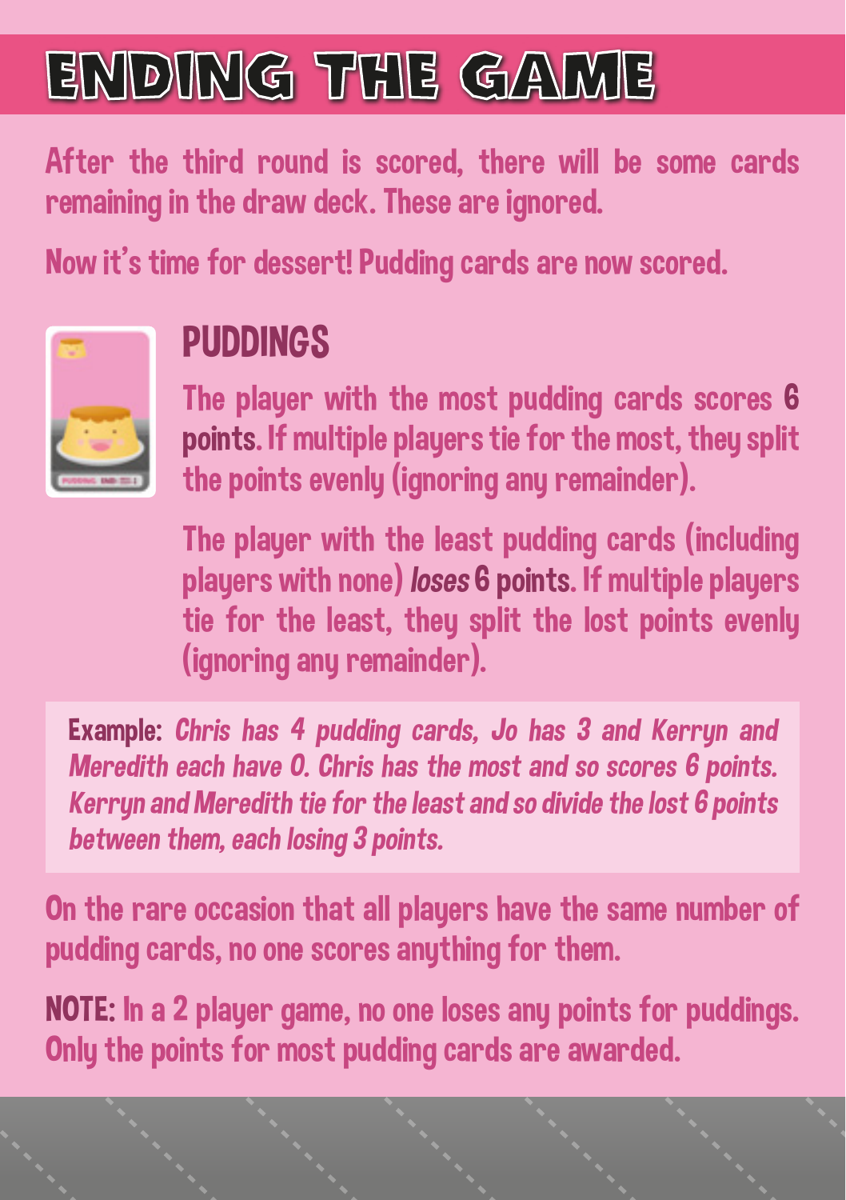# ENDING THE GAME

After the third round is scored, there will be some cards remaining in the draw deck. These are ignored.

Now it's time for dessert! Pudding cards are now scored.

## PUDDINGS

The player with the most pudding cards scores **6 points**. If multiple players tie for the most, they split the points evenly (ignoring any remainder).

The player with the least pudding cards (including players with none) *loses* **6 points**. If multiple players tie for the least, they split the lost points evenly (ignoring any remainder).

**Example:** *Chris has 4 pudding cards, Jo has 3 and Kerryn and Meredith each have 0. Chris has the most and so scores 6 points. Kerryn and Meredith tie for the least and so divide the lost 6 points between them, each losing 3 points.*

On the rare occasion that all players have the same number of pudding cards, no one scores anything for them.

**NOTE:** In a 2 player game, no one loses any points for puddings. Only the points for most pudding cards are awarded.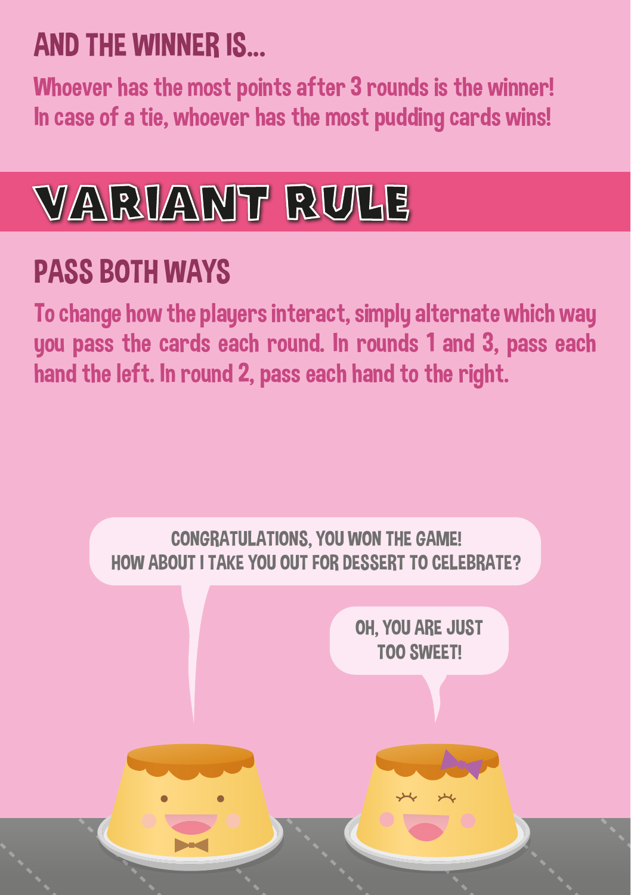## AND THE WINNER IS...

Whoever has the most points after 3 rounds is the winner!
In case of a tie, whoever has the most pudding cards wins!

# VARIANT RULE

## PASS BOTH WAYS

To change how the players interact, simply alternate which way you pass the cards each round. In rounds 1 and 3, pass each hand the left. In round 2, pass each hand to the right.

CONGRATULATIONS, YOU WON THE GAME!
HOW ABOUT I TAKE YOU OUT FOR DESSERT TO CELEBRATE?

OH, YOU ARE JUST TOO SWEET!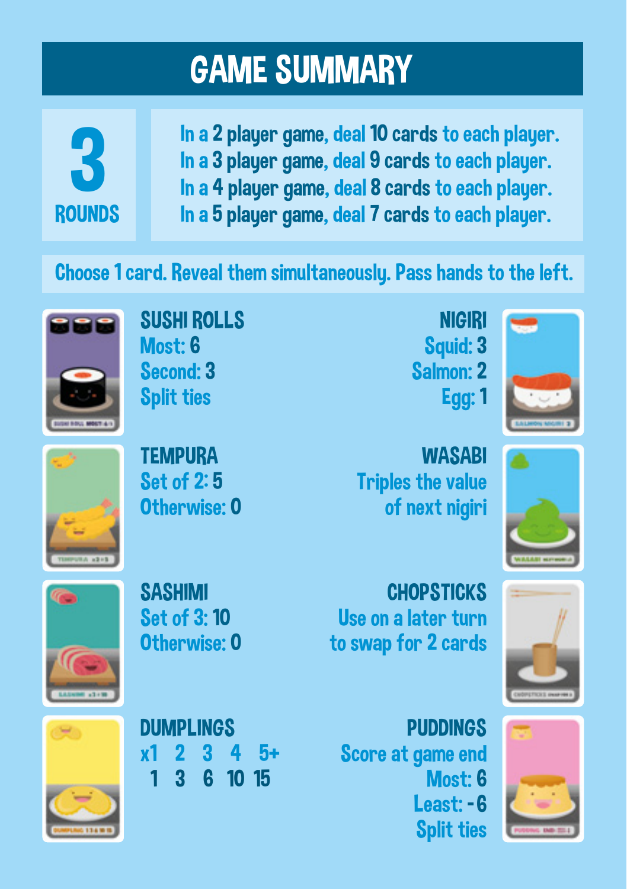# GAME SUMMARY

**3** ROUNDS

In a **2 player game**, deal **10 cards** to each player.
In a **3 player game**, deal **9 cards** to each player.
In a **4 player game**, deal **8 cards** to each player.
In a **5 player game**, deal **7 cards** to each player.

Choose 1 card. Reveal them simultaneously. Pass hands to the left.

### SUSHI ROLLS

Most: **6**
Second: **3**
Split ties

### NIGIRI

Squid: **3**
Salmon: **2**
Egg: **1**

### TEMPURA

Set of 2: **5**
Otherwise: **0**

### WASABI

Triples the value of next nigiri

### SASHIMI

Set of 3: **10**
Otherwise: **0**

### CHOPSTICKS

Use on a later turn to swap for 2 cards

### DUMPLINGS

| x1 | 2 | 3 | 4 | 5+ |
|---|---|---|---|---|
| 1 | 3 | 6 | 10 | 15 |

### PUDDINGS

Score at game end
Most: **6**
Least: **-6**
Split ties